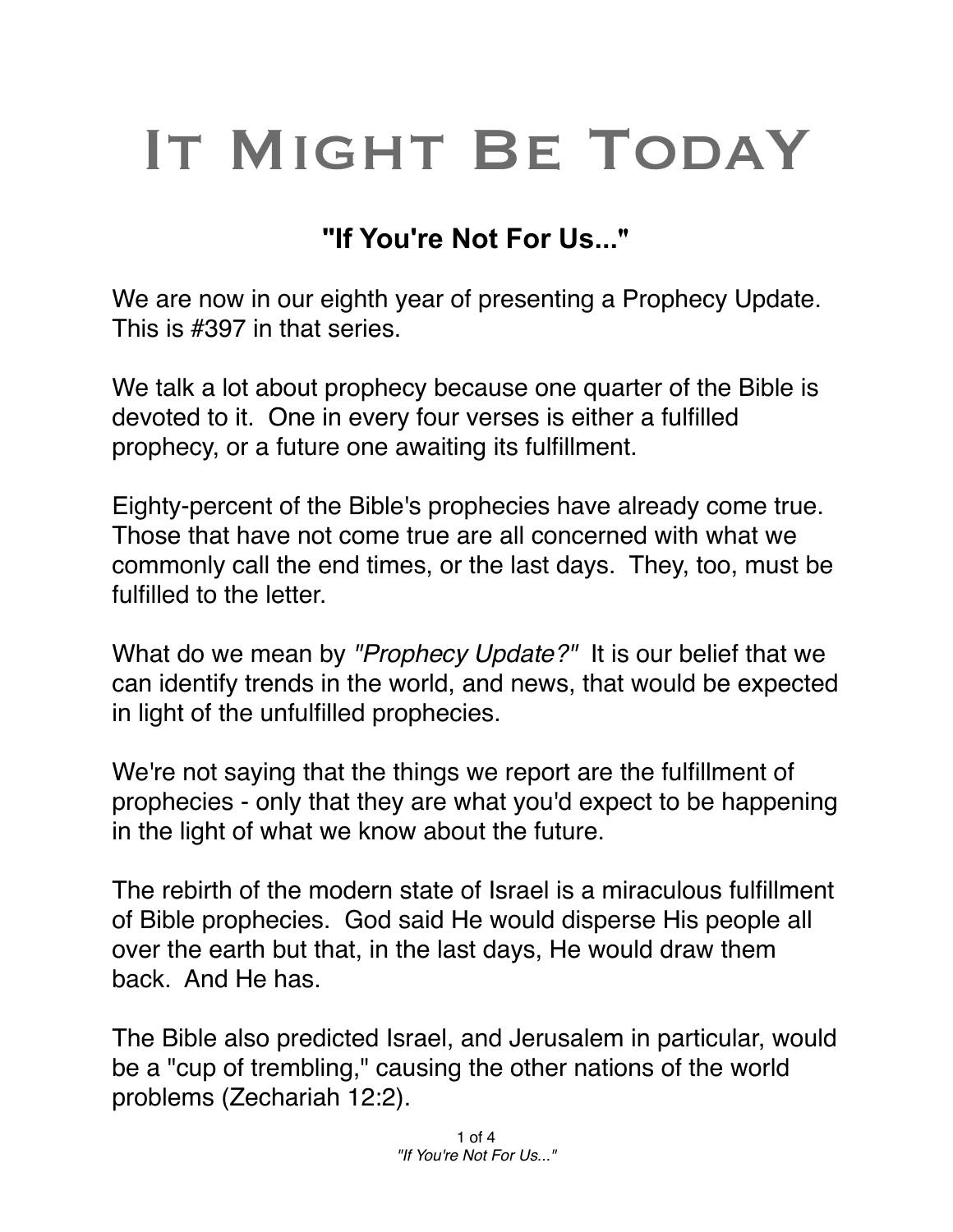# It Might Be Today

## "If You're Not For Us..."

We are now in our eighth year of presenting a Prophecy Update. This is #397 in that series.

We talk a lot about prophecy because one quarter of the Bible is devoted to it. One in every four verses is either a fulfilled prophecy, or a future one awaiting its fulfillment.

Eighty-percent of the Bible's prophecies have already come true. Those that have not come true are all concerned with what we commonly call the end times, or the last days. They, too, must be fulfilled to the letter.

What do we mean by *"Prophecy Update?"* It is our belief that we can identify trends in the world, and news, that would be expected in light of the unfulfilled prophecies.

We're not saying that the things we report are the fulfillment of prophecies - only that they are what you'd expect to be happening in the light of what we know about the future.

The rebirth of the modern state of Israel is a miraculous fulfillment of Bible prophecies. God said He would disperse His people all over the earth but that, in the last days, He would draw them back. And He has.

The Bible also predicted Israel, and Jerusalem in particular, would be a "cup of trembling," causing the other nations of the world problems (Zechariah 12:2).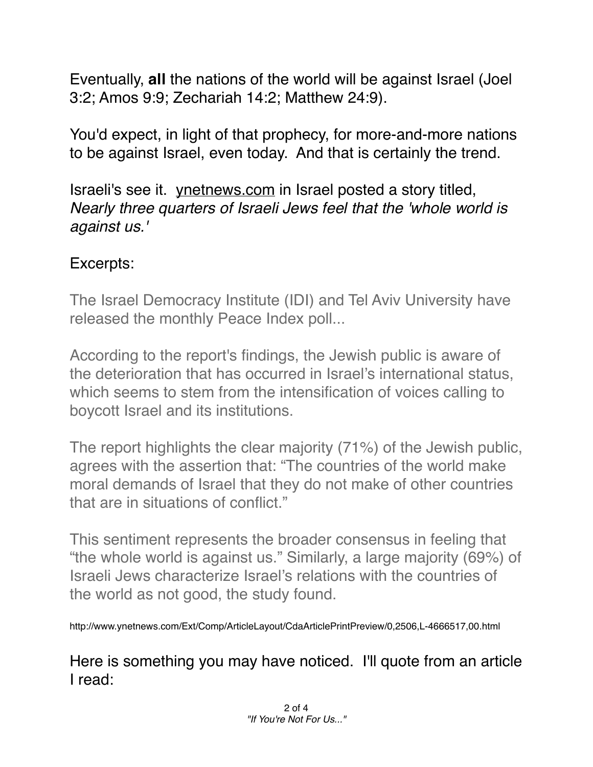Eventually, **all** the nations of the world will be against Israel (Joel 3:2; Amos 9:9; Zechariah 14:2; Matthew 24:9).

You'd expect, in light of that prophecy, for more-and-more nations to be against Israel, even today. And that is certainly the trend.

Israeli's see it. ynetnews.com in Israel posted a story titled, *Nearly three quarters of Israeli Jews feel that the 'whole world is against us.'*

Excerpts:

> The Israel Democracy Institute (IDI) and Tel Aviv University have released the monthly Peace Index poll...
>
> According to the report's findings, the Jewish public is aware of the deterioration that has occurred in Israel's international status, which seems to stem from the intensification of voices calling to boycott Israel and its institutions.
>
> The report highlights the clear majority (71%) of the Jewish public, agrees with the assertion that: "The countries of the world make moral demands of Israel that they do not make of other countries that are in situations of conflict."
>
> This sentiment represents the broader consensus in feeling that "the whole world is against us." Similarly, a large majority (69%) of Israeli Jews characterize Israel's relations with the countries of the world as not good, the study found.

http://www.ynetnews.com/Ext/Comp/ArticleLayout/CdaArticlePrintPreview/0,2506,L-4666517,00.html

Here is something you may have noticed. I'll quote from an article I read: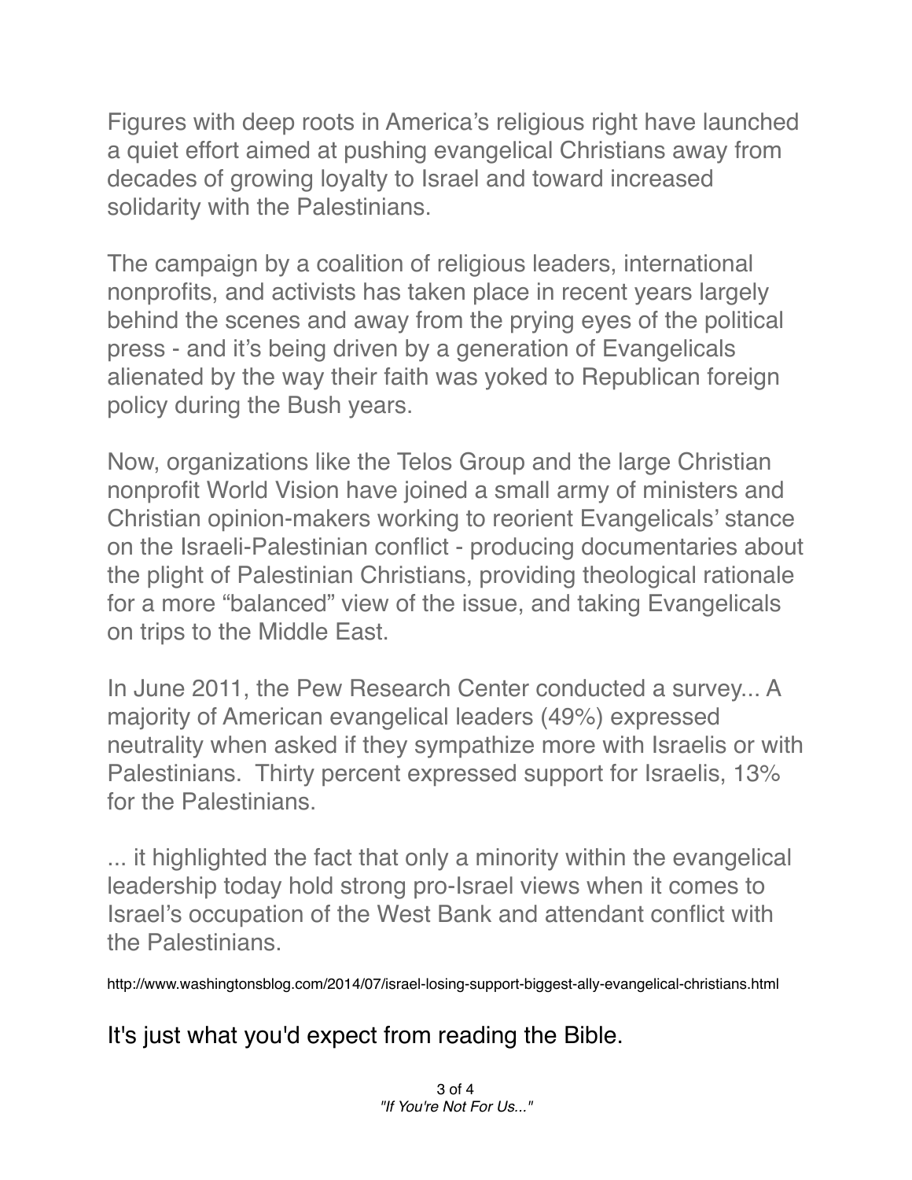Figures with deep roots in America's religious right have launched a quiet effort aimed at pushing evangelical Christians away from decades of growing loyalty to Israel and toward increased solidarity with the Palestinians.

The campaign by a coalition of religious leaders, international nonprofits, and activists has taken place in recent years largely behind the scenes and away from the prying eyes of the political press - and it's being driven by a generation of Evangelicals alienated by the way their faith was yoked to Republican foreign policy during the Bush years.

Now, organizations like the Telos Group and the large Christian nonprofit World Vision have joined a small army of ministers and Christian opinion-makers working to reorient Evangelicals' stance on the Israeli-Palestinian conflict - producing documentaries about the plight of Palestinian Christians, providing theological rationale for a more "balanced" view of the issue, and taking Evangelicals on trips to the Middle East.

In June 2011, the Pew Research Center conducted a survey... A majority of American evangelical leaders (49%) expressed neutrality when asked if they sympathize more with Israelis or with Palestinians. Thirty percent expressed support for Israelis, 13% for the Palestinians.

... it highlighted the fact that only a minority within the evangelical leadership today hold strong pro-Israel views when it comes to Israel's occupation of the West Bank and attendant conflict with the Palestinians.

http://www.washingtonsblog.com/2014/07/israel-losing-support-biggest-ally-evangelical-christians.html

It's just what you'd expect from reading the Bible.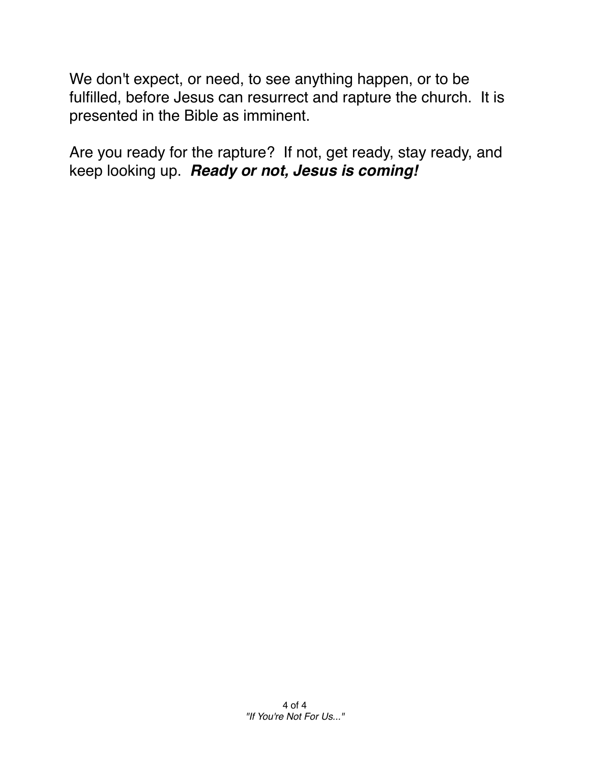We don't expect, or need, to see anything happen, or to be fulfilled, before Jesus can resurrect and rapture the church.  It is presented in the Bible as imminent.

Are you ready for the rapture?  If not, get ready, stay ready, and keep looking up.  ***Ready or not, Jesus is coming!***